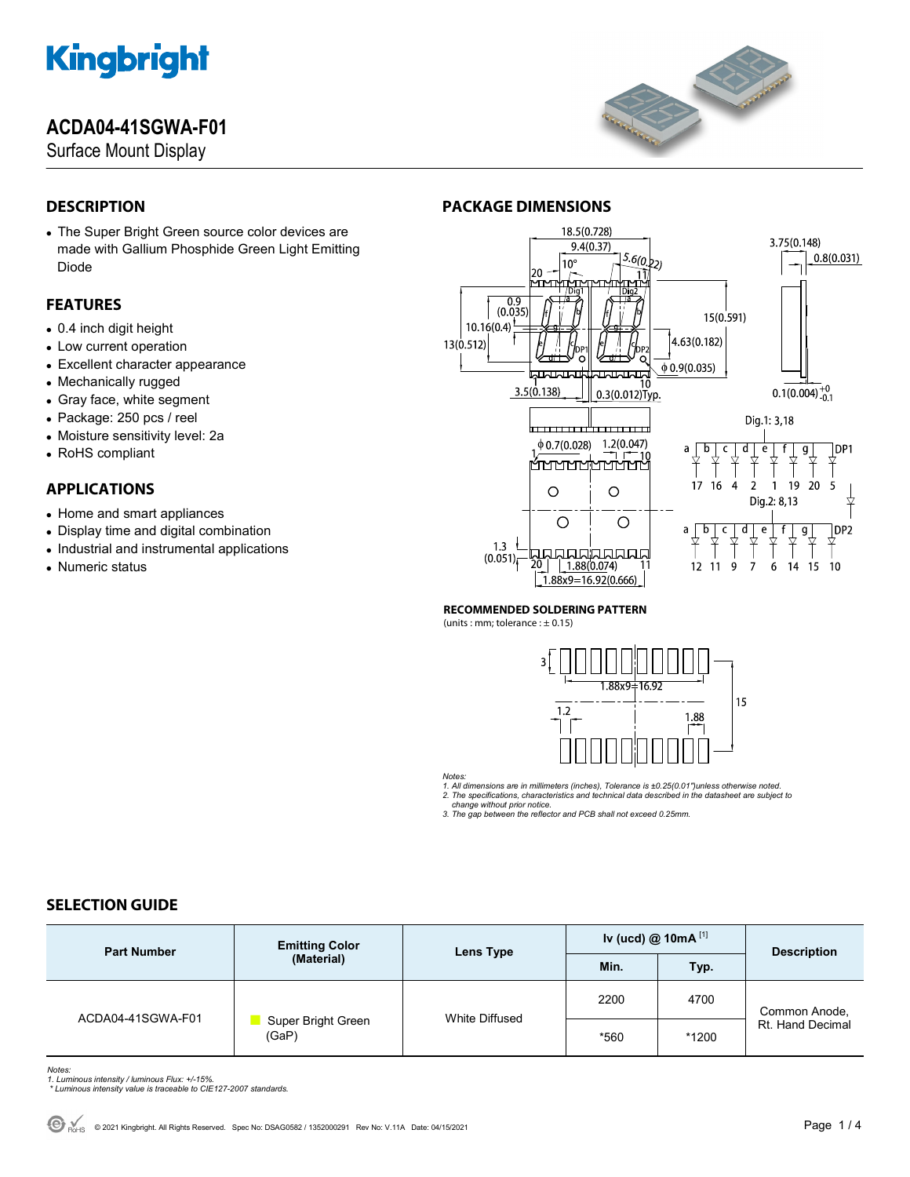# ACDA04-41SGWA-F01

Surface Mount Display

## DESCRIPTION

- The Super Bright Green source color devices are made with Gallium Phosphide Green Light Emitting Diode

## FEATURES

- 0.4 inch digit height
- Low current operation
- Excellent character appearance
- Mechanically rugged
- Gray face, white segment
- Package: 250 pcs / reel
- Moisture sensitivity level: 2a
- RoHS compliant

## APPLICATIONS

- Home and smart appliances
- Display time and digital combination
- Industrial and instrumental applications
- Numeric status

## PACKAGE DIMENSIONS

Dig.1: 3,18

| a | b | c | d | e | f | g | DP1 |
|---|---|---|---|---|---|---|---|
| 17 | 16 | 4 | 2 | 1 | 19 | 20 | 5 |

Dig.2: 8,13

| a | b | c | d | e | f | g | DP2 |
|---|---|---|---|---|---|---|---|
| 12 | 11 | 9 | 7 | 6 | 14 | 15 | 10 |

**RECOMMENDED SOLDERING PATTERN**

(units : mm; tolerance : ± 0.15)

*Notes:*
*1. All dimensions are in millimeters (inches), Tolerance is ±0.25(0.01")unless otherwise noted.*
*2. The specifications, characteristics and technical data described in the datasheet are subject to change without prior notice.*
*3. The gap between the reflector and PCB shall not exceed 0.25mm.*

## SELECTION GUIDE

| Part Number | Emitting Color (Material) | Lens Type | Iv (ucd) @ 10mA [1] | | Description |
|---|---|---|---|---|---|
| | | | Min. | Typ. | |
| ACDA04-41SGWA-F01 | Super Bright Green (GaP) | White Diffused | 2200 | 4700 | Common Anode, Rt. Hand Decimal |
| | | | *560 | *1200 | |

*Notes:*
*1. Luminous intensity / luminous Flux: +/-15%.*
** Luminous intensity value is traceable to CIE127-2007 standards.*

© 2021 Kingbright. All Rights Reserved. Spec No: DSAG0582 / 1352000291 Rev No: V.11A Date: 04/15/2021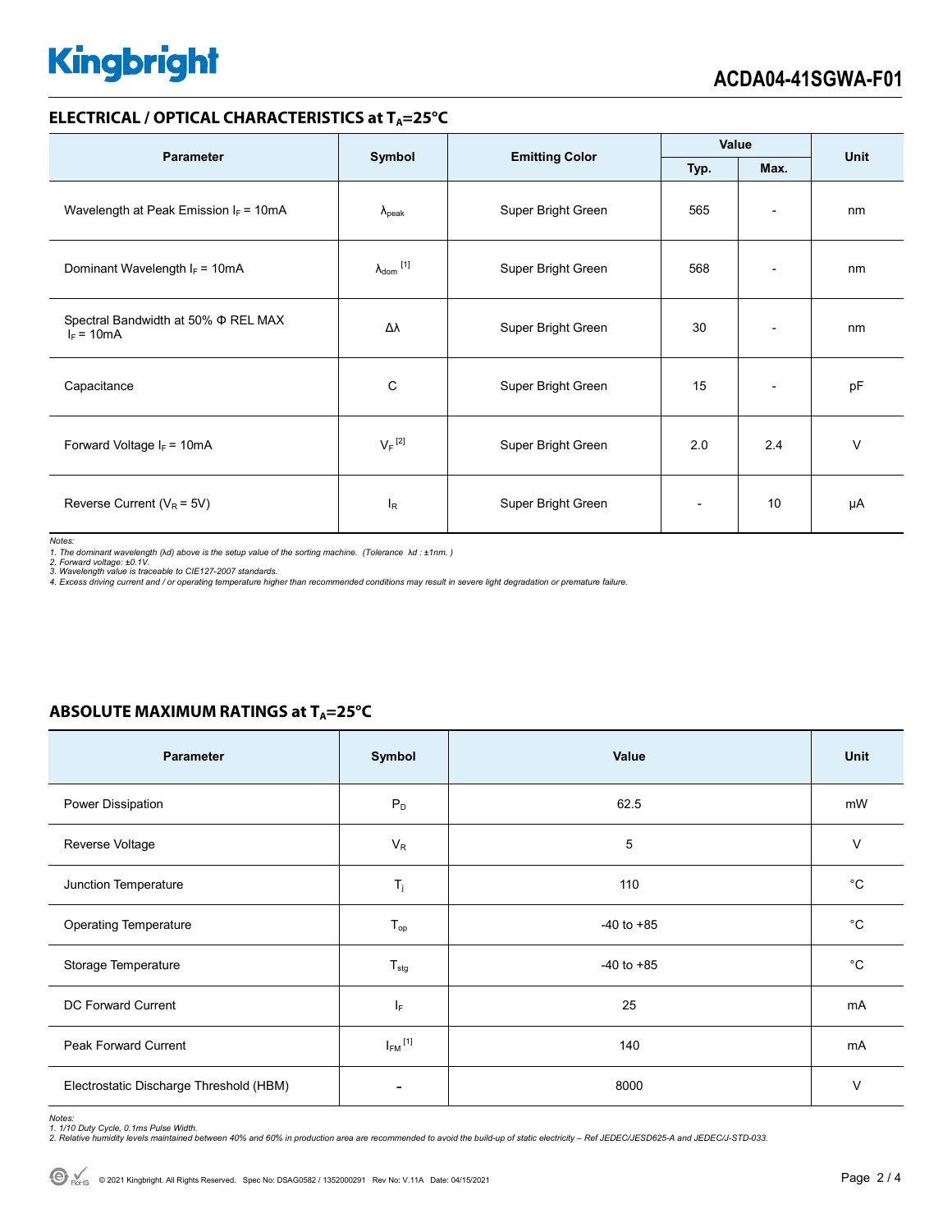## ELECTRICAL / OPTICAL CHARACTERISTICS at $T_A$=25°C

| Parameter | Symbol | Emitting Color | Value | | Unit |
|---|---|---|---|---|---|
| | | | Typ. | Max. | |
| Wavelength at Peak Emission $I_F$ = 10mA | $\lambda_{peak}$ | Super Bright Green | 565 | - | nm |
| Dominant Wavelength $I_F$ = 10mA | $\lambda_{dom}$ [1] | Super Bright Green | 568 | - | nm |
| Spectral Bandwidth at 50% Φ REL MAX $I_F$ = 10mA | Δλ | Super Bright Green | 30 | - | nm |
| Capacitance | C | Super Bright Green | 15 | - | pF |
| Forward Voltage $I_F$ = 10mA | $V_F$ [2] | Super Bright Green | 2.0 | 2.4 | V |
| Reverse Current ($V_R$ = 5V) | $I_R$ | Super Bright Green | - | 10 | μA |

*Notes:*
*1. The dominant wavelength (λd) above is the setup value of the sorting machine. (Tolerance λd : ±1nm. )*
*2. Forward voltage: ±0.1V.*
*3. Wavelength value is traceable to CIE127-2007 standards.*
*4. Excess driving current and / or operating temperature higher than recommended conditions may result in severe light degradation or premature failure.*

## ABSOLUTE MAXIMUM RATINGS at $T_A$=25°C

| Parameter | Symbol | Value | Unit |
|---|---|---|---|
| Power Dissipation | $P_D$ | 62.5 | mW |
| Reverse Voltage | $V_R$ | 5 | V |
| Junction Temperature | $T_j$ | 110 | °C |
| Operating Temperature | $T_{op}$ | -40 to +85 | °C |
| Storage Temperature | $T_{stg}$ | -40 to +85 | °C |
| DC Forward Current | $I_F$ | 25 | mA |
| Peak Forward Current | $I_{FM}$ [1] | 140 | mA |
| Electrostatic Discharge Threshold (HBM) | - | 8000 | V |

*Notes:*
*1. 1/10 Duty Cycle, 0.1ms Pulse Width.*
*2. Relative humidity levels maintained between 40% and 60% in production area are recommended to avoid the build-up of static electricity – Ref JEDEC/JESD625-A and JEDEC/J-STD-033.*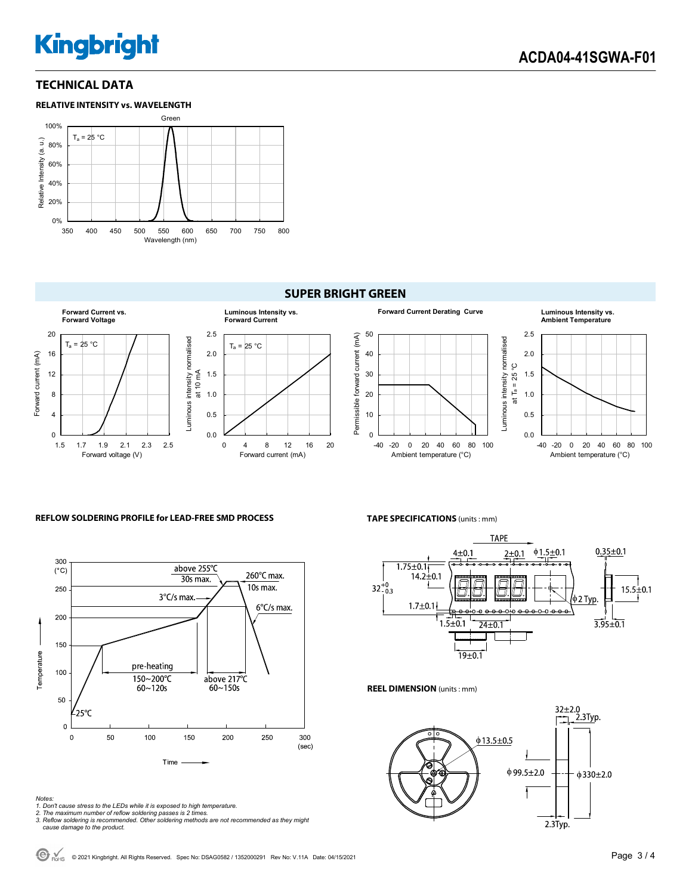## TECHNICAL DATA

### RELATIVE INTENSITY vs. WAVELENGTH

Green

$T_a$ = 25 °C

Relative Intensity (a.u.)

Wavelength (nm)

## SUPER BRIGHT GREEN

**Forward Current vs. Forward Voltage**

**Luminous Intensity vs. Forward Current**

**Forward Current Derating Curve**

**Luminous Intensity vs. Ambient Temperature**

### REFLOW SOLDERING PROFILE for LEAD-FREE SMD PROCESS

*Notes:*
*1. Don't cause stress to the LEDs while it is exposed to high temperature.*
*2. The maximum number of reflow soldering passes is 2 times.*
*3. Reflow soldering is recommended. Other soldering methods are not recommended as they might cause damage to the product.*

### TAPE SPECIFICATIONS (units : mm)

### REEL DIMENSION (units : mm)

© 2021 Kingbright. All Rights Reserved. Spec No: DSAG0582 / 1352000291 Rev No: V.11A Date: 04/15/2021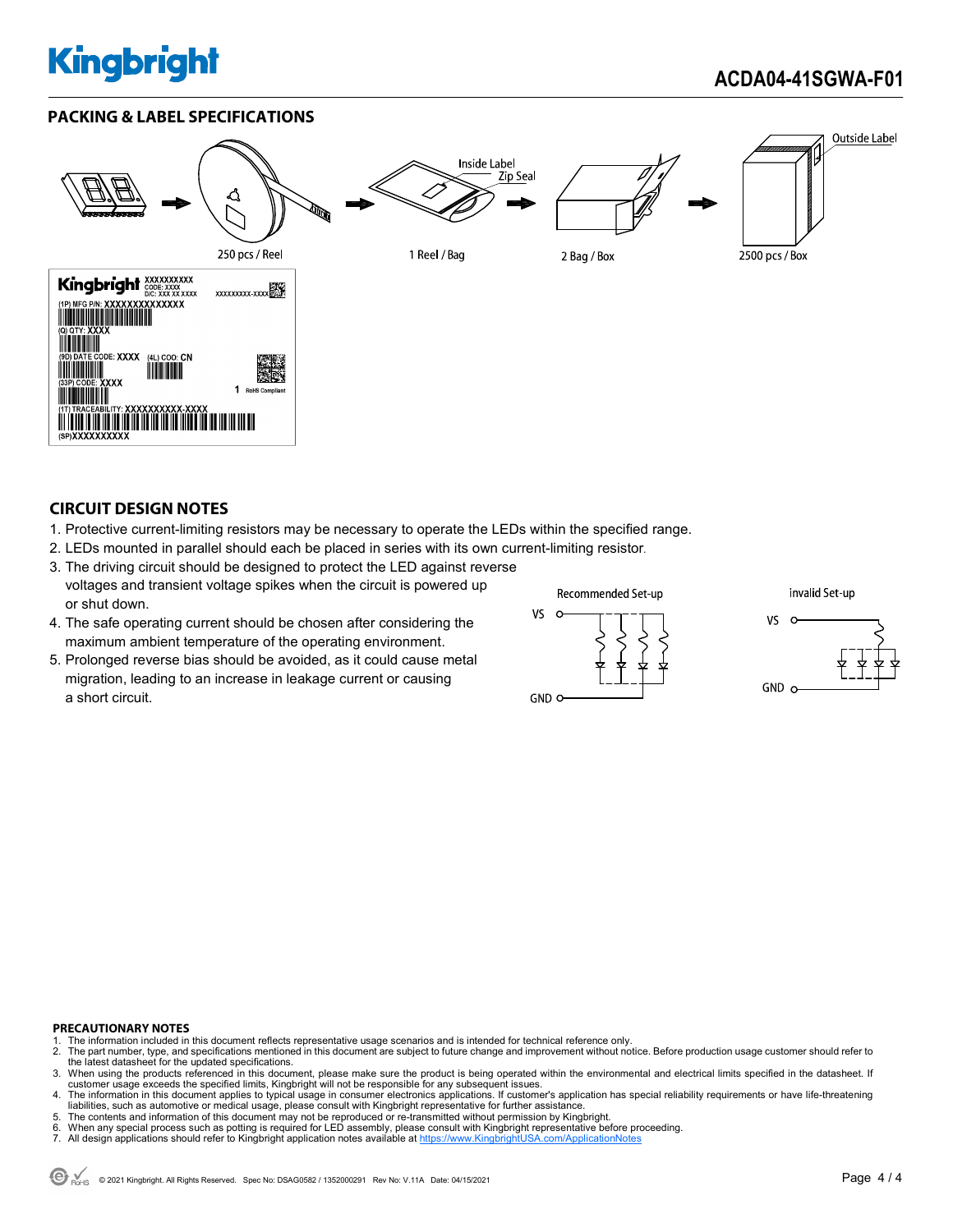## PACKING & LABEL SPECIFICATIONS

250 pcs / Reel

Inside Label

Zip Seal

1 Reel / Bag

2 Bag / Box

Outside Label

2500 pcs / Box

Kingbright XXXXXXXXXX CODE: XXXX D/C: XXX XX XXXX XXXXXXXXX-XXXX

(1P) MFG P/N: XXXXXXXXXXXXXX

(Q) QTY: XXXX

(9D) DATE CODE: XXXX (4L) COO: CN

(33P) CODE: XXXX

1 RoHS Compliant

(1T) TRACEABILITY: XXXXXXXXXX-XXXX

(SP)XXXXXXXXXX

## CIRCUIT DESIGN NOTES

1. Protective current-limiting resistors may be necessary to operate the LEDs within the specified range.
2. LEDs mounted in parallel should each be placed in series with its own current-limiting resistor.
3. The driving circuit should be designed to protect the LED against reverse voltages and transient voltage spikes when the circuit is powered up or shut down.
4. The safe operating current should be chosen after considering the maximum ambient temperature of the operating environment.
5. Prolonged reverse bias should be avoided, as it could cause metal migration, leading to an increase in leakage current or causing a short circuit.

Recommended Set-up

VS

GND

invalid Set-up

VS

GND

**PRECAUTIONARY NOTES**

1. The information included in this document reflects representative usage scenarios and is intended for technical reference only.
2. The part number, type, and specifications mentioned in this document are subject to future change and improvement without notice. Before production usage customer should refer to the latest datasheet for the updated specifications.
3. When using the products referenced in this document, please make sure the product is being operated within the environmental and electrical limits specified in the datasheet. If customer usage exceeds the specified limits, Kingbright will not be responsible for any subsequent issues.
4. The information in this document applies to typical usage in consumer electronics applications. If customer's application has special reliability requirements or have life-threatening liabilities, such as automotive or medical usage, please consult with Kingbright representative for further assistance.
5. The contents and information of this document may not be reproduced or re-transmitted without permission by Kingbright.
6. When any special process such as potting is required for LED assembly, please consult with Kingbright representative before proceeding.
7. All design applications should refer to Kingbright application notes available at https://www.KingbrightUSA.com/ApplicationNotes

© 2021 Kingbright. All Rights Reserved. Spec No: DSAG0582 / 1352000291 Rev No: V.11A Date: 04/15/2021